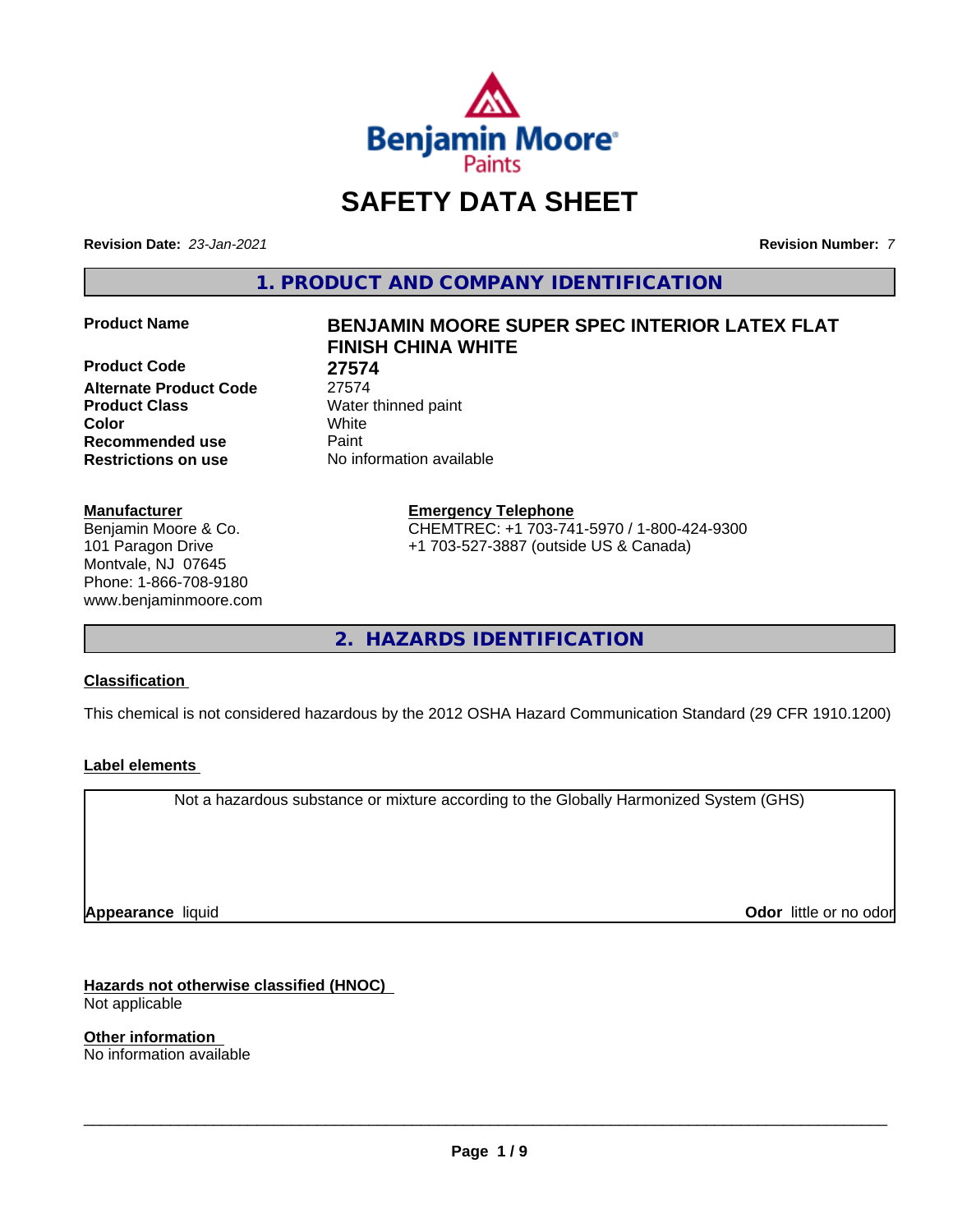# SAFETY DATA SHEET

**Revision Date:** *23-Jan-2021*

**Revision Number:** *7*

## 1. PRODUCT AND COMPANY IDENTIFICATION

| | |
|---|---|
| **Product Name** | **BENJAMIN MOORE SUPER SPEC INTERIOR LATEX FLAT FINISH CHINA WHITE** |
| **Product Code** | **27574** |
| **Alternate Product Code** | 27574 |
| **Product Class** | Water thinned paint |
| **Color** | White |
| **Recommended use** | Paint |
| **Restrictions on use** | No information available |

**Manufacturer**

Benjamin Moore & Co.
101 Paragon Drive
Montvale, NJ 07645
Phone: 1-866-708-9180
www.benjaminmoore.com

**Emergency Telephone**

CHEMTREC: +1 703-741-5970 / 1-800-424-9300
+1 703-527-3887 (outside US & Canada)

## 2. HAZARDS IDENTIFICATION

**Classification**

This chemical is not considered hazardous by the 2012 OSHA Hazard Communication Standard (29 CFR 1910.1200)

**Label elements**

Not a hazardous substance or mixture according to the Globally Harmonized System (GHS)

**Appearance** liquid

**Odor** little or no odor

**Hazards not otherwise classified (HNOC)**

Not applicable

**Other information**

No information available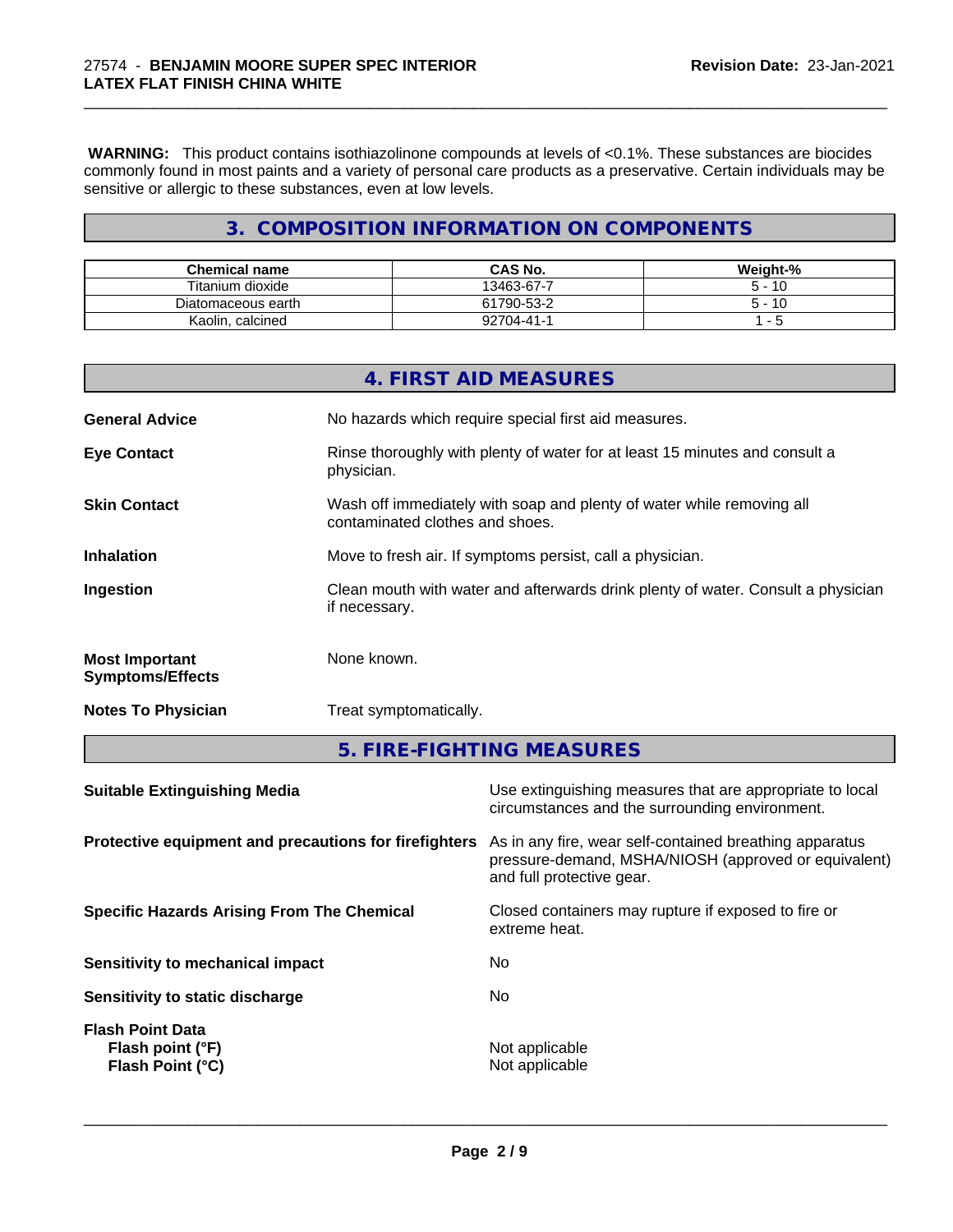**WARNING:** This product contains isothiazolinone compounds at levels of <0.1%. These substances are biocides commonly found in most paints and a variety of personal care products as a preservative. Certain individuals may be sensitive or allergic to these substances, even at low levels.

## 3. COMPOSITION INFORMATION ON COMPONENTS

| Chemical name | CAS No. | Weight-% |
|---|---|---|
| Titanium dioxide | 13463-67-7 | 5 - 10 |
| Diatomaceous earth | 61790-53-2 | 5 - 10 |
| Kaolin, calcined | 92704-41-1 | 1 - 5 |

## 4. FIRST AID MEASURES

**General Advice** No hazards which require special first aid measures.

**Eye Contact** Rinse thoroughly with plenty of water for at least 15 minutes and consult a physician.

**Skin Contact** Wash off immediately with soap and plenty of water while removing all contaminated clothes and shoes.

**Inhalation** Move to fresh air. If symptoms persist, call a physician.

**Ingestion** Clean mouth with water and afterwards drink plenty of water. Consult a physician if necessary.

**Most Important Symptoms/Effects** None known.

**Notes To Physician** Treat symptomatically.

## 5. FIRE-FIGHTING MEASURES

**Suitable Extinguishing Media** Use extinguishing measures that are appropriate to local circumstances and the surrounding environment.

**Protective equipment and precautions for firefighters** As in any fire, wear self-contained breathing apparatus pressure-demand, MSHA/NIOSH (approved or equivalent) and full protective gear.

**Specific Hazards Arising From The Chemical** Closed containers may rupture if exposed to fire or extreme heat.

**Sensitivity to mechanical impact** No

**Sensitivity to static discharge** No

**Flash Point Data**
**Flash point (°F)** Not applicable
**Flash Point (°C)** Not applicable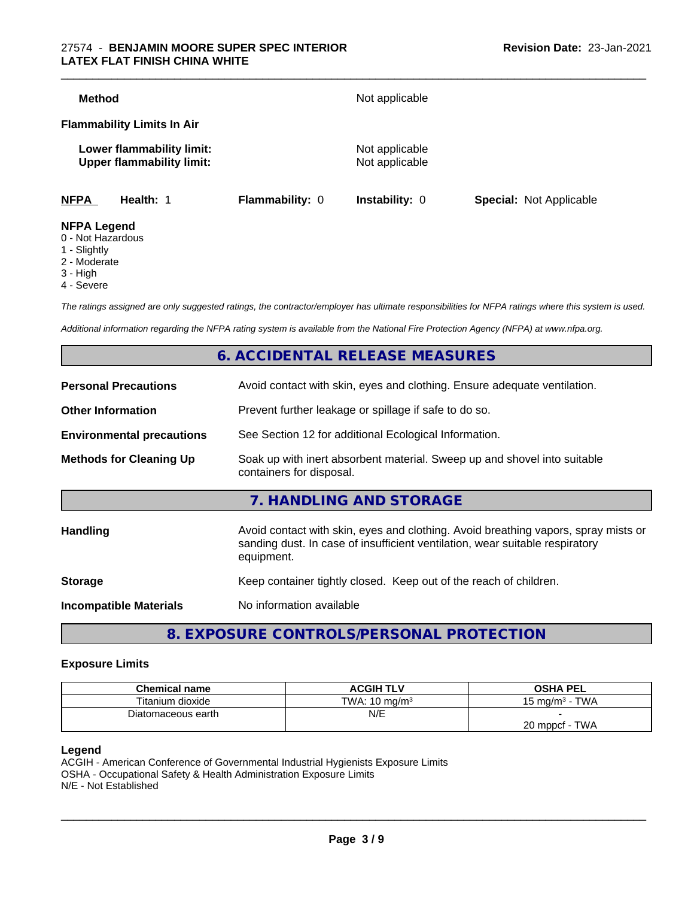**Method** Not applicable

**Flammability Limits In Air**

**Lower flammability limit:** Not applicable
**Upper flammability limit:** Not applicable

| **NFPA** | **Health:** 1 | **Flammability:** 0 | **Instability:** 0 | **Special:** Not Applicable |
|---|---|---|---|---|

**NFPA Legend**
0 - Not Hazardous
1 - Slightly
2 - Moderate
3 - High
4 - Severe

*The ratings assigned are only suggested ratings, the contractor/employer has ultimate responsibilities for NFPA ratings where this system is used.*

*Additional information regarding the NFPA rating system is available from the National Fire Protection Agency (NFPA) at www.nfpa.org.*

## 6. ACCIDENTAL RELEASE MEASURES

**Personal Precautions** Avoid contact with skin, eyes and clothing. Ensure adequate ventilation.

**Other Information** Prevent further leakage or spillage if safe to do so.

**Environmental precautions** See Section 12 for additional Ecological Information.

**Methods for Cleaning Up** Soak up with inert absorbent material. Sweep up and shovel into suitable containers for disposal.

## 7. HANDLING AND STORAGE

**Handling** Avoid contact with skin, eyes and clothing. Avoid breathing vapors, spray mists or sanding dust. In case of insufficient ventilation, wear suitable respiratory equipment.

**Storage** Keep container tightly closed. Keep out of the reach of children.

**Incompatible Materials** No information available

## 8. EXPOSURE CONTROLS/PERSONAL PROTECTION

### Exposure Limits

| Chemical name | ACGIH TLV | OSHA PEL |
|---|---|---|
| Titanium dioxide | TWA: 10 mg/m³ | 15 mg/m³ - TWA |
| Diatomaceous earth | N/E | - <br> 20 mppcf - TWA |

**Legend**
ACGIH - American Conference of Governmental Industrial Hygienists Exposure Limits
OSHA - Occupational Safety & Health Administration Exposure Limits
N/E - Not Established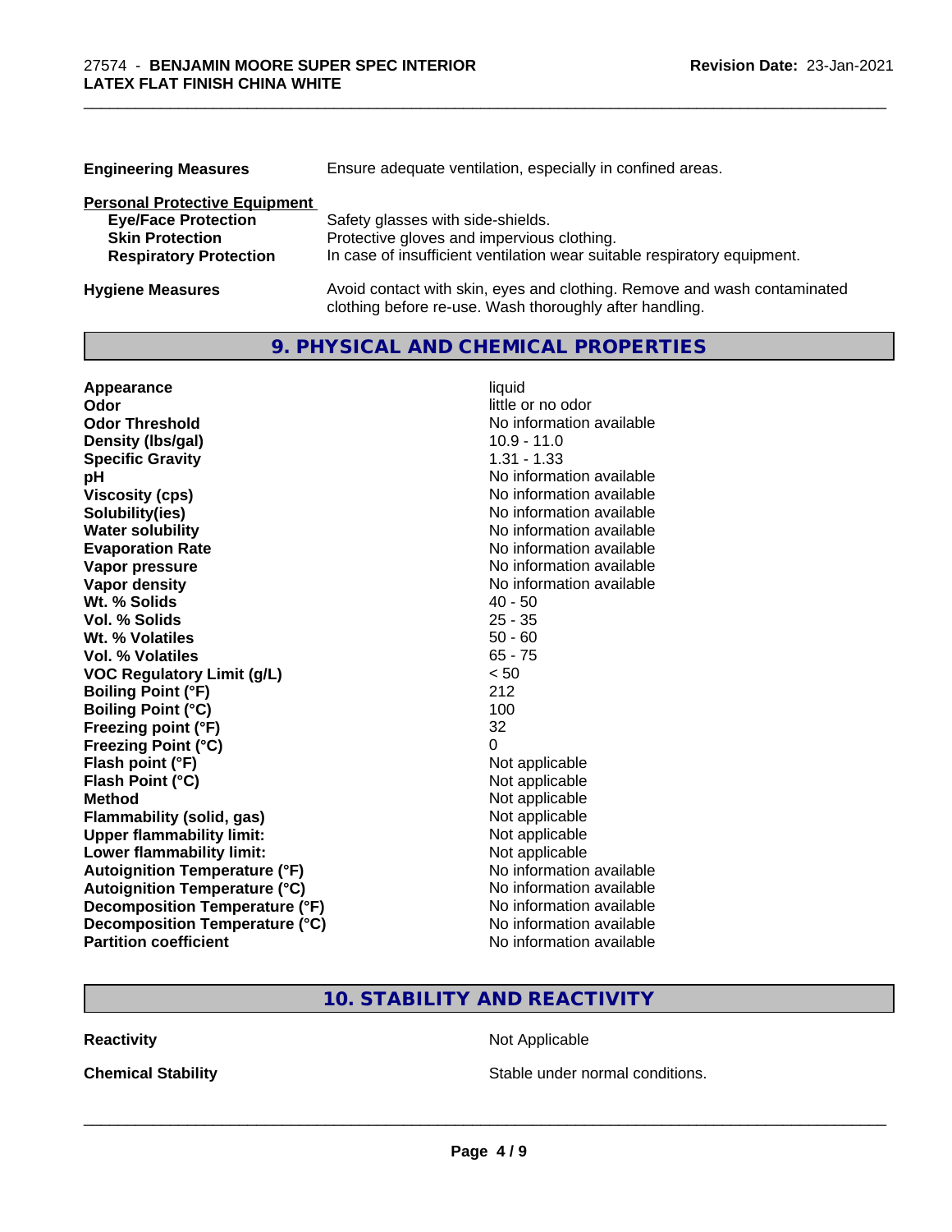**Engineering Measures** Ensure adequate ventilation, especially in confined areas.

**Personal Protective Equipment**

| | |
|---|---|
| **Eye/Face Protection** | Safety glasses with side-shields. |
| **Skin Protection** | Protective gloves and impervious clothing. |
| **Respiratory Protection** | In case of insufficient ventilation wear suitable respiratory equipment. |

**Hygiene Measures** Avoid contact with skin, eyes and clothing. Remove and wash contaminated clothing before re-use. Wash thoroughly after handling.

## 9. PHYSICAL AND CHEMICAL PROPERTIES

| | |
|---|---|
| **Appearance** | liquid |
| **Odor** | little or no odor |
| **Odor Threshold** | No information available |
| **Density (lbs/gal)** | 10.9 - 11.0 |
| **Specific Gravity** | 1.31 - 1.33 |
| **pH** | No information available |
| **Viscosity (cps)** | No information available |
| **Solubility(ies)** | No information available |
| **Water solubility** | No information available |
| **Evaporation Rate** | No information available |
| **Vapor pressure** | No information available |
| **Vapor density** | No information available |
| **Wt. % Solids** | 40 - 50 |
| **Vol. % Solids** | 25 - 35 |
| **Wt. % Volatiles** | 50 - 60 |
| **Vol. % Volatiles** | 65 - 75 |
| **VOC Regulatory Limit (g/L)** | < 50 |
| **Boiling Point (°F)** | 212 |
| **Boiling Point (°C)** | 100 |
| **Freezing point (°F)** | 32 |
| **Freezing Point (°C)** | 0 |
| **Flash point (°F)** | Not applicable |
| **Flash Point (°C)** | Not applicable |
| **Method** | Not applicable |
| **Flammability (solid, gas)** | Not applicable |
| **Upper flammability limit:** | Not applicable |
| **Lower flammability limit:** | Not applicable |
| **Autoignition Temperature (°F)** | No information available |
| **Autoignition Temperature (°C)** | No information available |
| **Decomposition Temperature (°F)** | No information available |
| **Decomposition Temperature (°C)** | No information available |
| **Partition coefficient** | No information available |

## 10. STABILITY AND REACTIVITY

| | |
|---|---|
| **Reactivity** | Not Applicable |
| **Chemical Stability** | Stable under normal conditions. |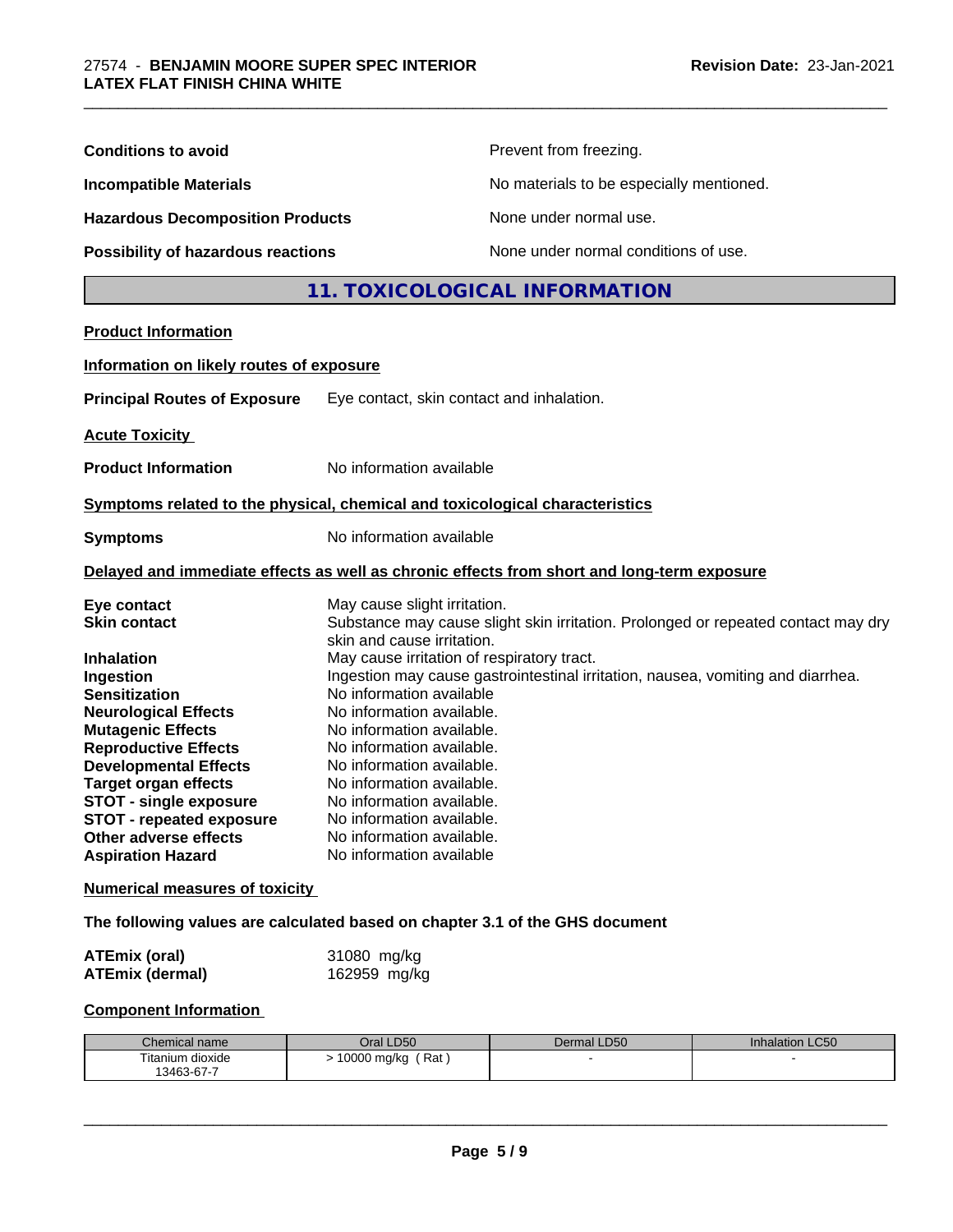**Conditions to avoid** Prevent from freezing.

**Incompatible Materials** No materials to be especially mentioned.

**Hazardous Decomposition Products** None under normal use.

**Possibility of hazardous reactions** None under normal conditions of use.

## 11. TOXICOLOGICAL INFORMATION

**Product Information**

**Information on likely routes of exposure**

**Principal Routes of Exposure** Eye contact, skin contact and inhalation.

**Acute Toxicity**

**Product Information** No information available

**Symptoms related to the physical, chemical and toxicological characteristics**

**Symptoms** No information available

**Delayed and immediate effects as well as chronic effects from short and long-term exposure**

**Eye contact** May cause slight irritation.
**Skin contact** Substance may cause slight skin irritation. Prolonged or repeated contact may dry skin and cause irritation.
**Inhalation** May cause irritation of respiratory tract.
**Ingestion** Ingestion may cause gastrointestinal irritation, nausea, vomiting and diarrhea.
**Sensitization** No information available
**Neurological Effects** No information available.
**Mutagenic Effects** No information available.
**Reproductive Effects** No information available.
**Developmental Effects** No information available.
**Target organ effects** No information available.
**STOT - single exposure** No information available.
**STOT - repeated exposure** No information available.
**Other adverse effects** No information available.
**Aspiration Hazard** No information available

**Numerical measures of toxicity**

**The following values are calculated based on chapter 3.1 of the GHS document**

**ATEmix (oral)** 31080 mg/kg
**ATEmix (dermal)** 162959 mg/kg

**Component Information**

| Chemical name | Oral LD50 | Dermal LD50 | Inhalation LC50 |
|---|---|---|---|
| Titanium dioxide 13463-67-7 | > 10000 mg/kg ( Rat ) | - | - |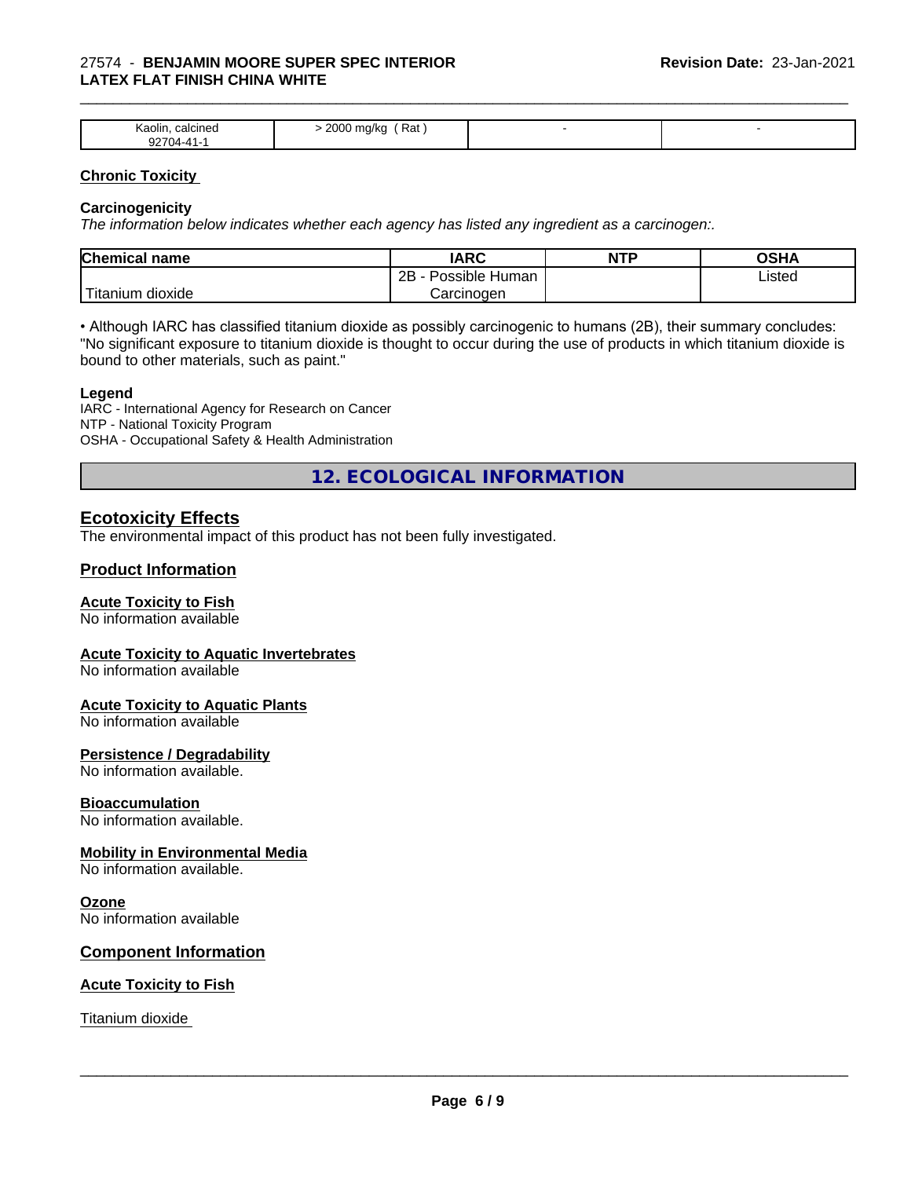| Kaolin, calcined<br>92704-41-1 | > 2000 mg/kg ( Rat ) | - | - |
|---|---|---|---|

**Chronic Toxicity**

**Carcinogenicity**

*The information below indicates whether each agency has listed any ingredient as a carcinogen:.*

| Chemical name | IARC | NTP | OSHA |
|---|---|---|---|
| Titanium dioxide | 2B - Possible Human Carcinogen | | Listed |

• Although IARC has classified titanium dioxide as possibly carcinogenic to humans (2B), their summary concludes: "No significant exposure to titanium dioxide is thought to occur during the use of products in which titanium dioxide is bound to other materials, such as paint."

**Legend**

IARC - International Agency for Research on Cancer
NTP - National Toxicity Program
OSHA - Occupational Safety & Health Administration

## 12. ECOLOGICAL INFORMATION

### Ecotoxicity Effects

The environmental impact of this product has not been fully investigated.

### Product Information

**Acute Toxicity to Fish**

No information available

**Acute Toxicity to Aquatic Invertebrates**

No information available

**Acute Toxicity to Aquatic Plants**

No information available

**Persistence / Degradability**

No information available.

**Bioaccumulation**

No information available.

**Mobility in Environmental Media**

No information available.

**Ozone**

No information available

### Component Information

**Acute Toxicity to Fish**

Titanium dioxide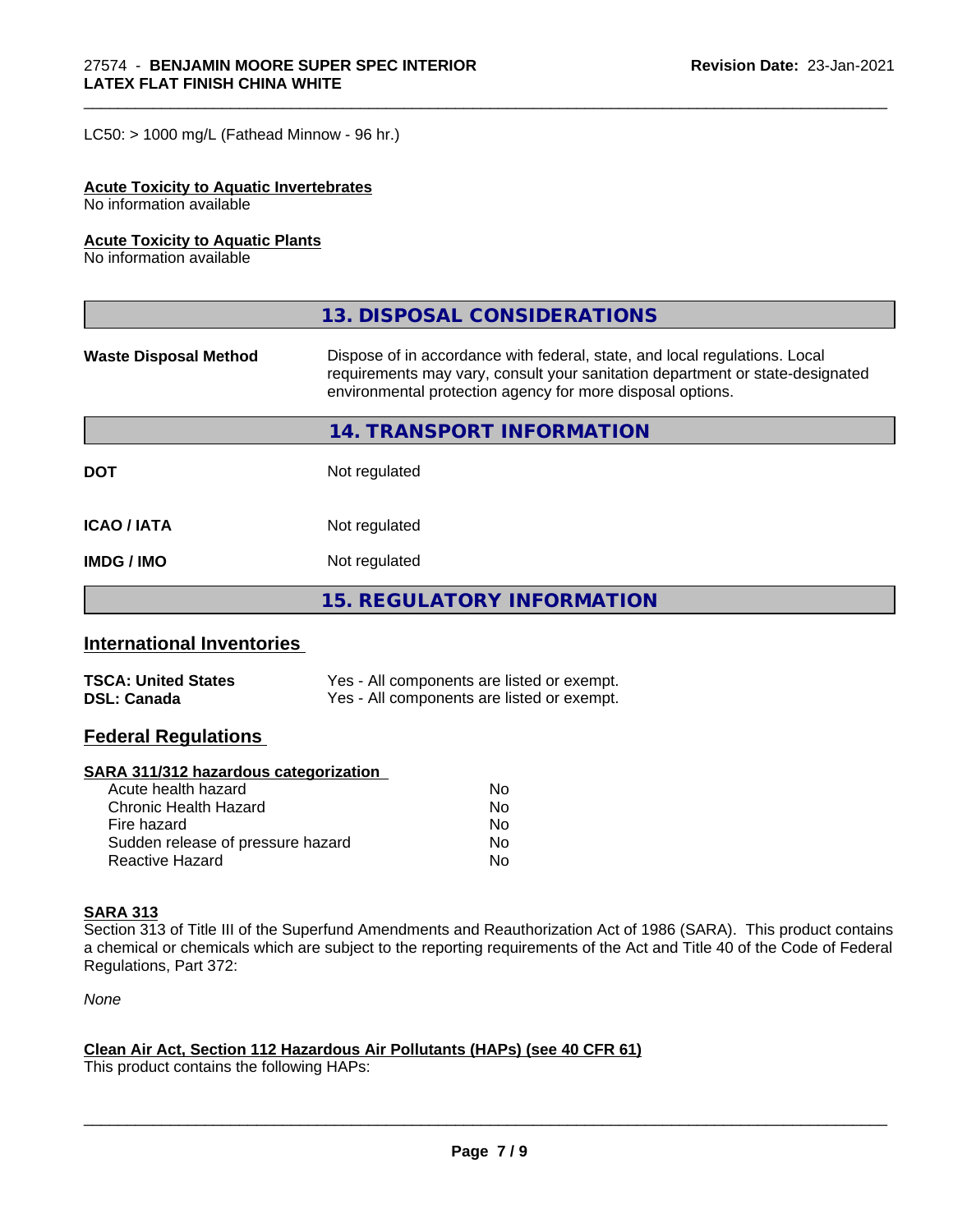LC50: > 1000 mg/L (Fathead Minnow - 96 hr.)

**Acute Toxicity to Aquatic Invertebrates**
No information available

**Acute Toxicity to Aquatic Plants**
No information available

## 13. DISPOSAL CONSIDERATIONS

| | |
|---|---|
| **Waste Disposal Method** | Dispose of in accordance with federal, state, and local regulations. Local requirements may vary, consult your sanitation department or state-designated environmental protection agency for more disposal options. |

## 14. TRANSPORT INFORMATION

| | |
|---|---|
| **DOT** | Not regulated |
| **ICAO / IATA** | Not regulated |
| **IMDG / IMO** | Not regulated |

## 15. REGULATORY INFORMATION

### International Inventories

| | |
|---|---|
| **TSCA: United States** | Yes - All components are listed or exempt. |
| **DSL: Canada** | Yes - All components are listed or exempt. |

### Federal Regulations

**SARA 311/312 hazardous categorization**

| | |
|---|---|
| Acute health hazard | No |
| Chronic Health Hazard | No |
| Fire hazard | No |
| Sudden release of pressure hazard | No |
| Reactive Hazard | No |

**SARA 313**
Section 313 of Title III of the Superfund Amendments and Reauthorization Act of 1986 (SARA). This product contains a chemical or chemicals which are subject to the reporting requirements of the Act and Title 40 of the Code of Federal Regulations, Part 372:

*None*

**Clean Air Act, Section 112 Hazardous Air Pollutants (HAPs) (see 40 CFR 61)**
This product contains the following HAPs: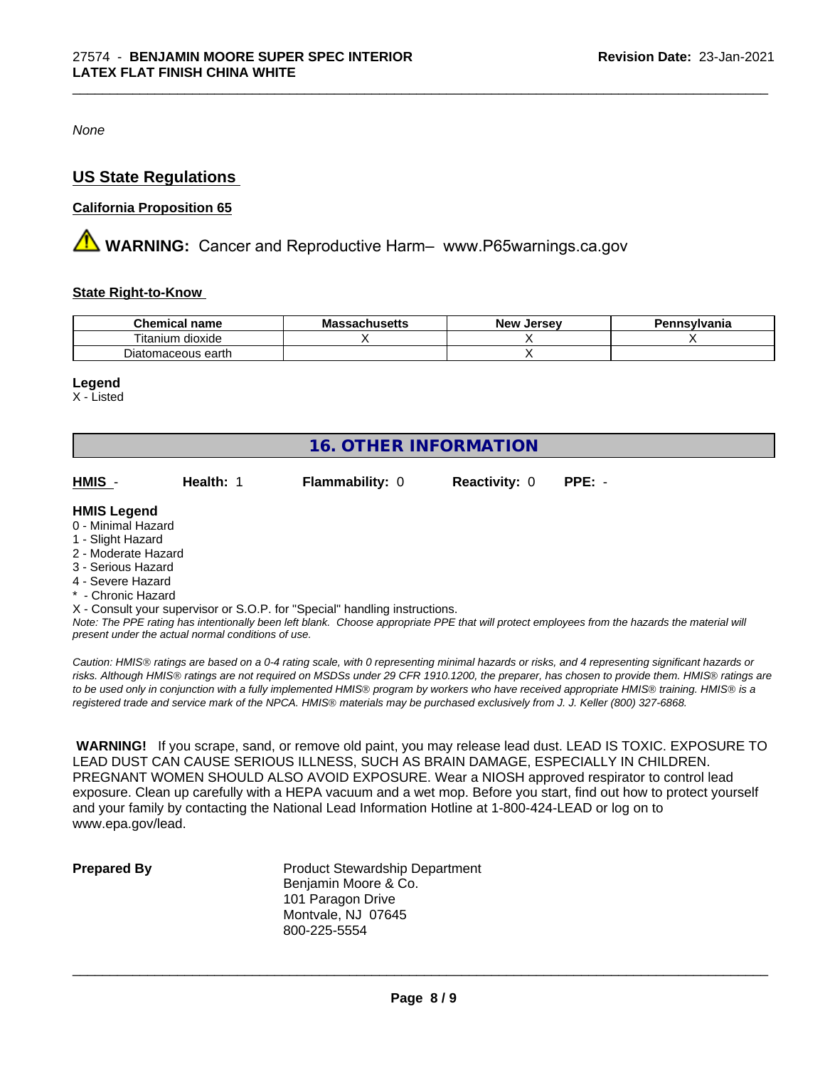*None*

## US State Regulations

### California Proposition 65

⚠ **WARNING:** Cancer and Reproductive Harm– www.P65warnings.ca.gov

### State Right-to-Know

| Chemical name | Massachusetts | New Jersey | Pennsylvania |
|---|---|---|---|
| Titanium dioxide | X | X | X |
| Diatomaceous earth | | X | |

**Legend**
X - Listed

## 16. OTHER INFORMATION

| HMIS - | Health: 1 | Flammability: 0 | Reactivity: 0 | PPE: - |
|---|---|---|---|---|

**HMIS Legend**
0 - Minimal Hazard
1 - Slight Hazard
2 - Moderate Hazard
3 - Serious Hazard
4 - Severe Hazard
* - Chronic Hazard
X - Consult your supervisor or S.O.P. for "Special" handling instructions.
*Note: The PPE rating has intentionally been left blank. Choose appropriate PPE that will protect employees from the hazards the material will present under the actual normal conditions of use.*

*Caution: HMIS® ratings are based on a 0-4 rating scale, with 0 representing minimal hazards or risks, and 4 representing significant hazards or risks. Although HMIS® ratings are not required on MSDSs under 29 CFR 1910.1200, the preparer, has chosen to provide them. HMIS® ratings are to be used only in conjunction with a fully implemented HMIS® program by workers who have received appropriate HMIS® training. HMIS® is a registered trade and service mark of the NPCA. HMIS® materials may be purchased exclusively from J. J. Keller (800) 327-6868.*

**WARNING!** If you scrape, sand, or remove old paint, you may release lead dust. LEAD IS TOXIC. EXPOSURE TO LEAD DUST CAN CAUSE SERIOUS ILLNESS, SUCH AS BRAIN DAMAGE, ESPECIALLY IN CHILDREN. PREGNANT WOMEN SHOULD ALSO AVOID EXPOSURE. Wear a NIOSH approved respirator to control lead exposure. Clean up carefully with a HEPA vacuum and a wet mop. Before you start, find out how to protect yourself and your family by contacting the National Lead Information Hotline at 1-800-424-LEAD or log on to www.epa.gov/lead.

**Prepared By**
Product Stewardship Department
Benjamin Moore & Co.
101 Paragon Drive
Montvale, NJ 07645
800-225-5554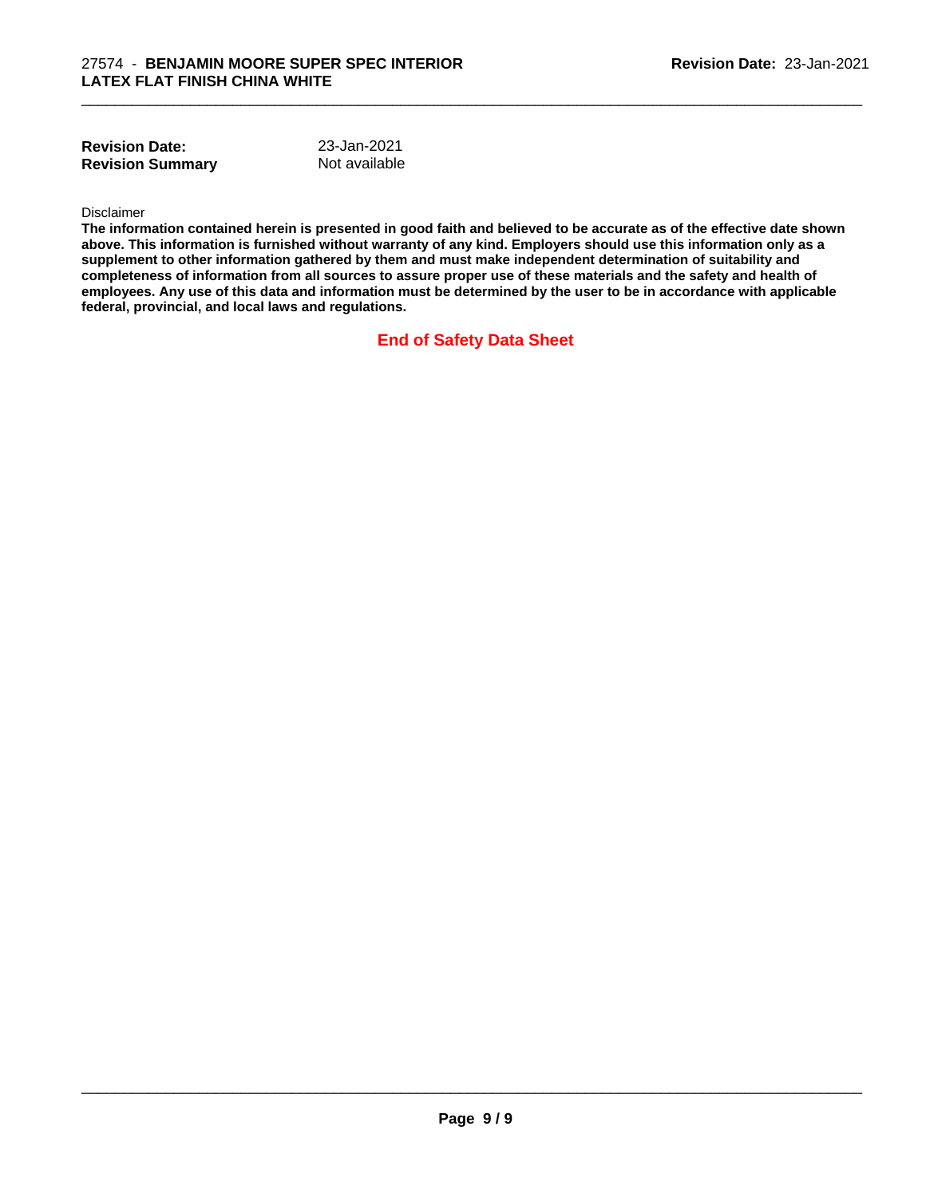| | |
|---|---|
| **Revision Date:** | 23-Jan-2021 |
| **Revision Summary** | Not available |

Disclaimer

**The information contained herein is presented in good faith and believed to be accurate as of the effective date shown above. This information is furnished without warranty of any kind. Employers should use this information only as a supplement to other information gathered by them and must make independent determination of suitability and completeness of information from all sources to assure proper use of these materials and the safety and health of employees. Any use of this data and information must be determined by the user to be in accordance with applicable federal, provincial, and local laws and regulations.**

**End of Safety Data Sheet**